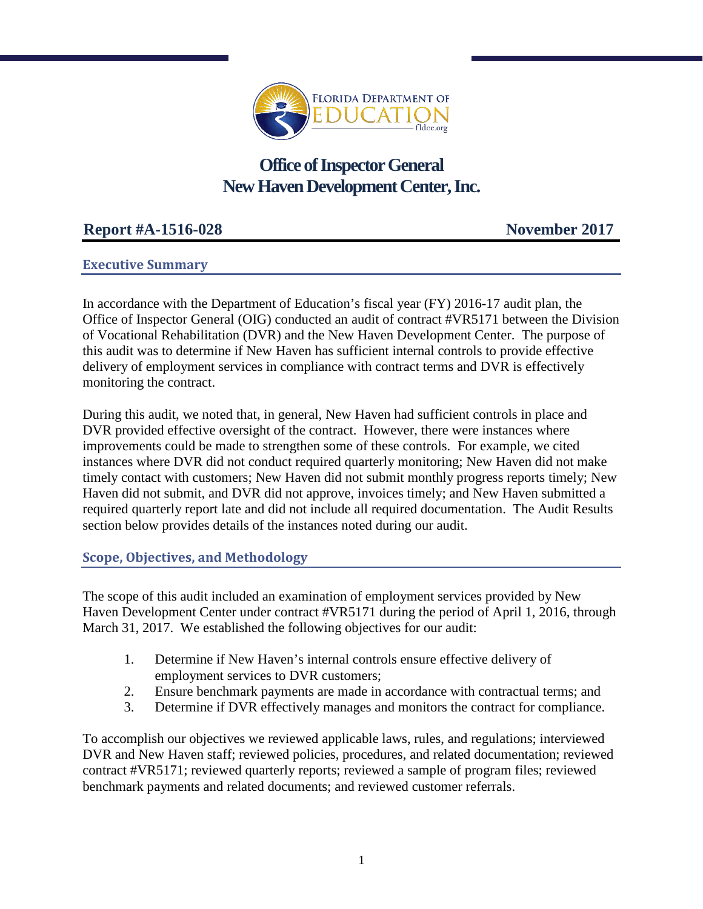FLORIDA DEPARTMENT OF EDUCATION
fldoe.org

# Office of Inspector General
# New Haven Development Center, Inc.

**Report #A-1516-028** **November 2017**

## Executive Summary

In accordance with the Department of Education's fiscal year (FY) 2016-17 audit plan, the Office of Inspector General (OIG) conducted an audit of contract #VR5171 between the Division of Vocational Rehabilitation (DVR) and the New Haven Development Center. The purpose of this audit was to determine if New Haven has sufficient internal controls to provide effective delivery of employment services in compliance with contract terms and DVR is effectively monitoring the contract.

During this audit, we noted that, in general, New Haven had sufficient controls in place and DVR provided effective oversight of the contract. However, there were instances where improvements could be made to strengthen some of these controls. For example, we cited instances where DVR did not conduct required quarterly monitoring; New Haven did not make timely contact with customers; New Haven did not submit monthly progress reports timely; New Haven did not submit, and DVR did not approve, invoices timely; and New Haven submitted a required quarterly report late and did not include all required documentation. The Audit Results section below provides details of the instances noted during our audit.

## Scope, Objectives, and Methodology

The scope of this audit included an examination of employment services provided by New Haven Development Center under contract #VR5171 during the period of April 1, 2016, through March 31, 2017. We established the following objectives for our audit:

1. Determine if New Haven's internal controls ensure effective delivery of employment services to DVR customers;
2. Ensure benchmark payments are made in accordance with contractual terms; and
3. Determine if DVR effectively manages and monitors the contract for compliance.

To accomplish our objectives we reviewed applicable laws, rules, and regulations; interviewed DVR and New Haven staff; reviewed policies, procedures, and related documentation; reviewed contract #VR5171; reviewed quarterly reports; reviewed a sample of program files; reviewed benchmark payments and related documents; and reviewed customer referrals.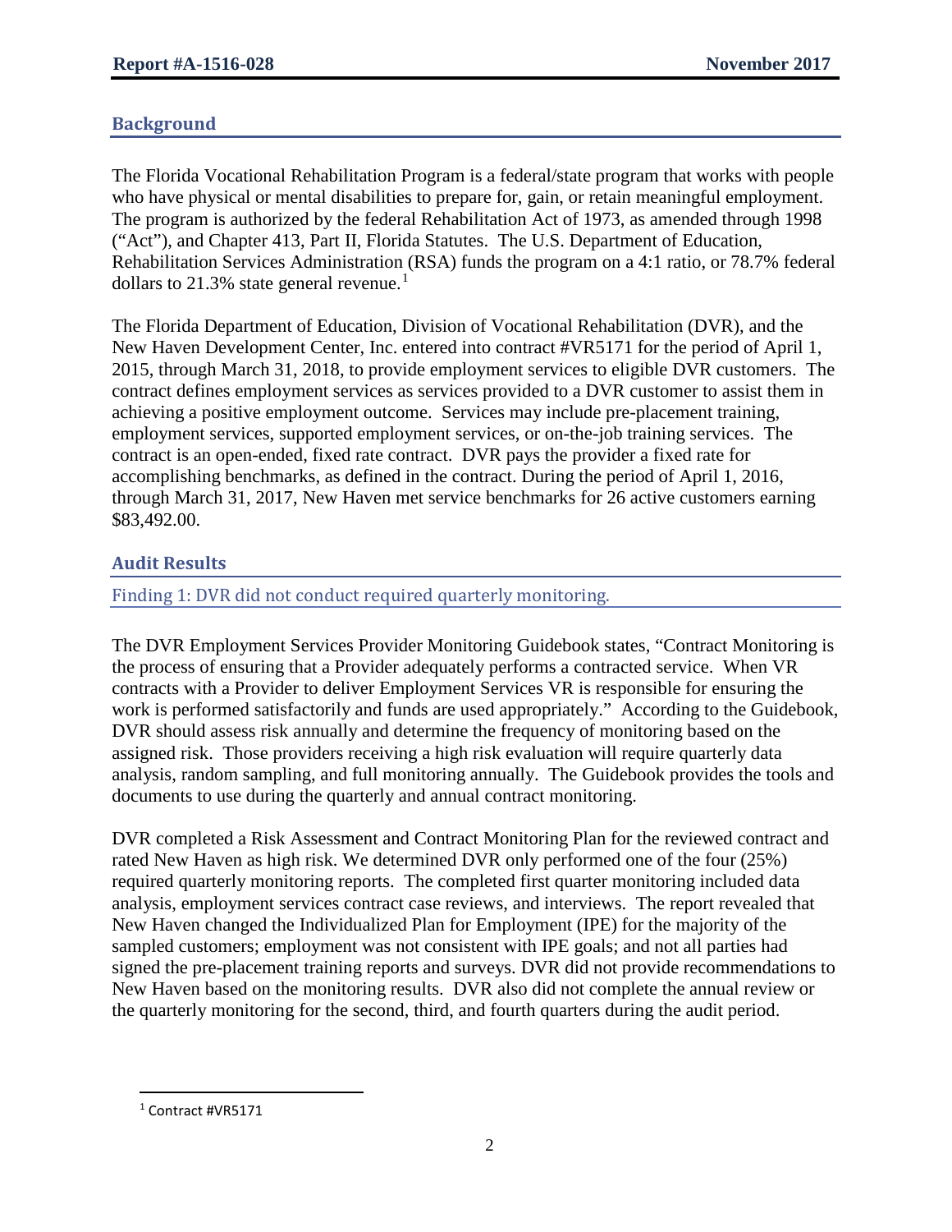## Background

The Florida Vocational Rehabilitation Program is a federal/state program that works with people who have physical or mental disabilities to prepare for, gain, or retain meaningful employment. The program is authorized by the federal Rehabilitation Act of 1973, as amended through 1998 ("Act"), and Chapter 413, Part II, Florida Statutes. The U.S. Department of Education, Rehabilitation Services Administration (RSA) funds the program on a 4:1 ratio, or 78.7% federal dollars to 21.3% state general revenue.[1]

The Florida Department of Education, Division of Vocational Rehabilitation (DVR), and the New Haven Development Center, Inc. entered into contract #VR5171 for the period of April 1, 2015, through March 31, 2018, to provide employment services to eligible DVR customers. The contract defines employment services as services provided to a DVR customer to assist them in achieving a positive employment outcome. Services may include pre-placement training, employment services, supported employment services, or on-the-job training services. The contract is an open-ended, fixed rate contract. DVR pays the provider a fixed rate for accomplishing benchmarks, as defined in the contract. During the period of April 1, 2016, through March 31, 2017, New Haven met service benchmarks for 26 active customers earning \$83,492.00.

## Audit Results

### Finding 1: DVR did not conduct required quarterly monitoring.

The DVR Employment Services Provider Monitoring Guidebook states, "Contract Monitoring is the process of ensuring that a Provider adequately performs a contracted service. When VR contracts with a Provider to deliver Employment Services VR is responsible for ensuring the work is performed satisfactorily and funds are used appropriately." According to the Guidebook, DVR should assess risk annually and determine the frequency of monitoring based on the assigned risk. Those providers receiving a high risk evaluation will require quarterly data analysis, random sampling, and full monitoring annually. The Guidebook provides the tools and documents to use during the quarterly and annual contract monitoring.

DVR completed a Risk Assessment and Contract Monitoring Plan for the reviewed contract and rated New Haven as high risk. We determined DVR only performed one of the four (25%) required quarterly monitoring reports. The completed first quarter monitoring included data analysis, employment services contract case reviews, and interviews. The report revealed that New Haven changed the Individualized Plan for Employment (IPE) for the majority of the sampled customers; employment was not consistent with IPE goals; and not all parties had signed the pre-placement training reports and surveys. DVR did not provide recommendations to New Haven based on the monitoring results. DVR also did not complete the annual review or the quarterly monitoring for the second, third, and fourth quarters during the audit period.

[1] Contract #VR5171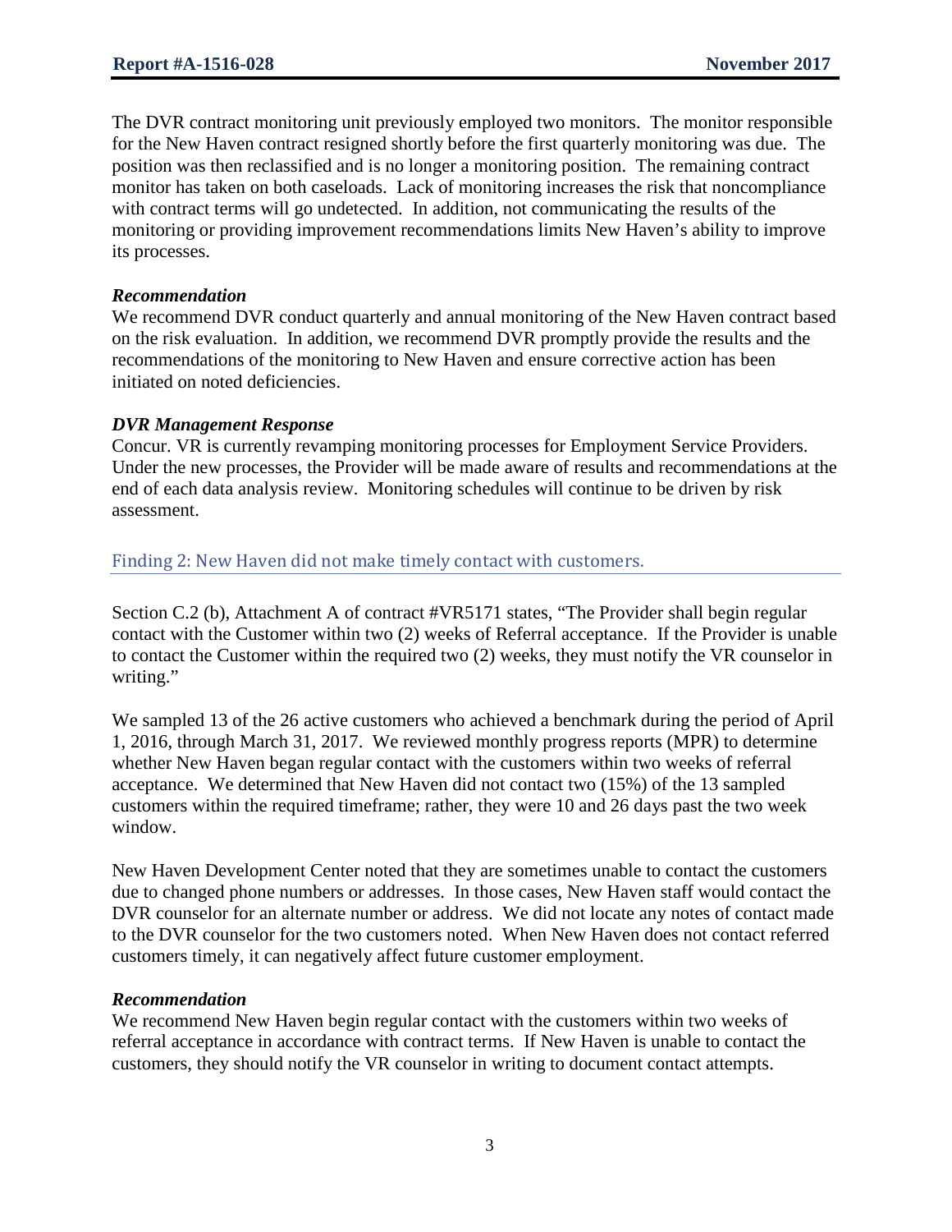The DVR contract monitoring unit previously employed two monitors. The monitor responsible for the New Haven contract resigned shortly before the first quarterly monitoring was due. The position was then reclassified and is no longer a monitoring position. The remaining contract monitor has taken on both caseloads. Lack of monitoring increases the risk that noncompliance with contract terms will go undetected. In addition, not communicating the results of the monitoring or providing improvement recommendations limits New Haven's ability to improve its processes.

***Recommendation***

We recommend DVR conduct quarterly and annual monitoring of the New Haven contract based on the risk evaluation. In addition, we recommend DVR promptly provide the results and the recommendations of the monitoring to New Haven and ensure corrective action has been initiated on noted deficiencies.

***DVR Management Response***

Concur. VR is currently revamping monitoring processes for Employment Service Providers. Under the new processes, the Provider will be made aware of results and recommendations at the end of each data analysis review. Monitoring schedules will continue to be driven by risk assessment.

## Finding 2: New Haven did not make timely contact with customers.

Section C.2 (b), Attachment A of contract #VR5171 states, "The Provider shall begin regular contact with the Customer within two (2) weeks of Referral acceptance. If the Provider is unable to contact the Customer within the required two (2) weeks, they must notify the VR counselor in writing."

We sampled 13 of the 26 active customers who achieved a benchmark during the period of April 1, 2016, through March 31, 2017. We reviewed monthly progress reports (MPR) to determine whether New Haven began regular contact with the customers within two weeks of referral acceptance. We determined that New Haven did not contact two (15%) of the 13 sampled customers within the required timeframe; rather, they were 10 and 26 days past the two week window.

New Haven Development Center noted that they are sometimes unable to contact the customers due to changed phone numbers or addresses. In those cases, New Haven staff would contact the DVR counselor for an alternate number or address. We did not locate any notes of contact made to the DVR counselor for the two customers noted. When New Haven does not contact referred customers timely, it can negatively affect future customer employment.

***Recommendation***

We recommend New Haven begin regular contact with the customers within two weeks of referral acceptance in accordance with contract terms. If New Haven is unable to contact the customers, they should notify the VR counselor in writing to document contact attempts.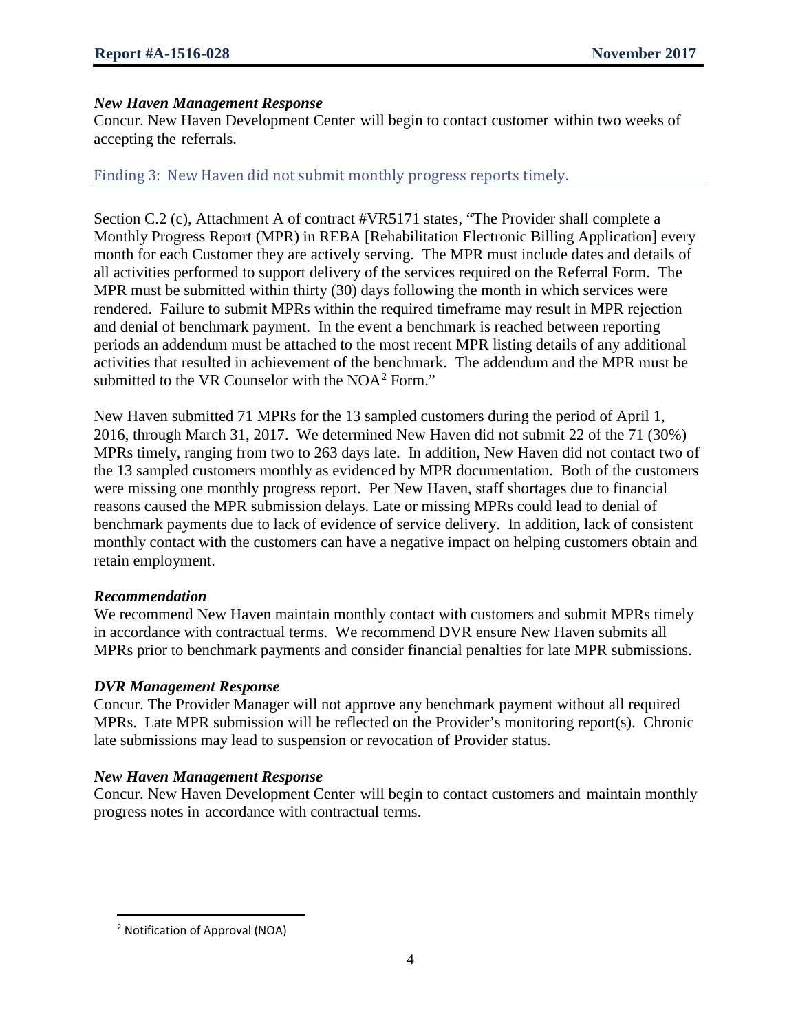*New Haven Management Response*

Concur. New Haven Development Center will begin to contact customer within two weeks of accepting the referrals.

### Finding 3: New Haven did not submit monthly progress reports timely.

Section C.2 (c), Attachment A of contract #VR5171 states, "The Provider shall complete a Monthly Progress Report (MPR) in REBA [Rehabilitation Electronic Billing Application] every month for each Customer they are actively serving. The MPR must include dates and details of all activities performed to support delivery of the services required on the Referral Form. The MPR must be submitted within thirty (30) days following the month in which services were rendered. Failure to submit MPRs within the required timeframe may result in MPR rejection and denial of benchmark payment. In the event a benchmark is reached between reporting periods an addendum must be attached to the most recent MPR listing details of any additional activities that resulted in achievement of the benchmark. The addendum and the MPR must be submitted to the VR Counselor with the NOA[2] Form."

New Haven submitted 71 MPRs for the 13 sampled customers during the period of April 1, 2016, through March 31, 2017. We determined New Haven did not submit 22 of the 71 (30%) MPRs timely, ranging from two to 263 days late. In addition, New Haven did not contact two of the 13 sampled customers monthly as evidenced by MPR documentation. Both of the customers were missing one monthly progress report. Per New Haven, staff shortages due to financial reasons caused the MPR submission delays. Late or missing MPRs could lead to denial of benchmark payments due to lack of evidence of service delivery. In addition, lack of consistent monthly contact with the customers can have a negative impact on helping customers obtain and retain employment.

*Recommendation*

We recommend New Haven maintain monthly contact with customers and submit MPRs timely in accordance with contractual terms. We recommend DVR ensure New Haven submits all MPRs prior to benchmark payments and consider financial penalties for late MPR submissions.

*DVR Management Response*

Concur. The Provider Manager will not approve any benchmark payment without all required MPRs. Late MPR submission will be reflected on the Provider's monitoring report(s). Chronic late submissions may lead to suspension or revocation of Provider status.

*New Haven Management Response*

Concur. New Haven Development Center will begin to contact customers and maintain monthly progress notes in accordance with contractual terms.

[2] Notification of Approval (NOA)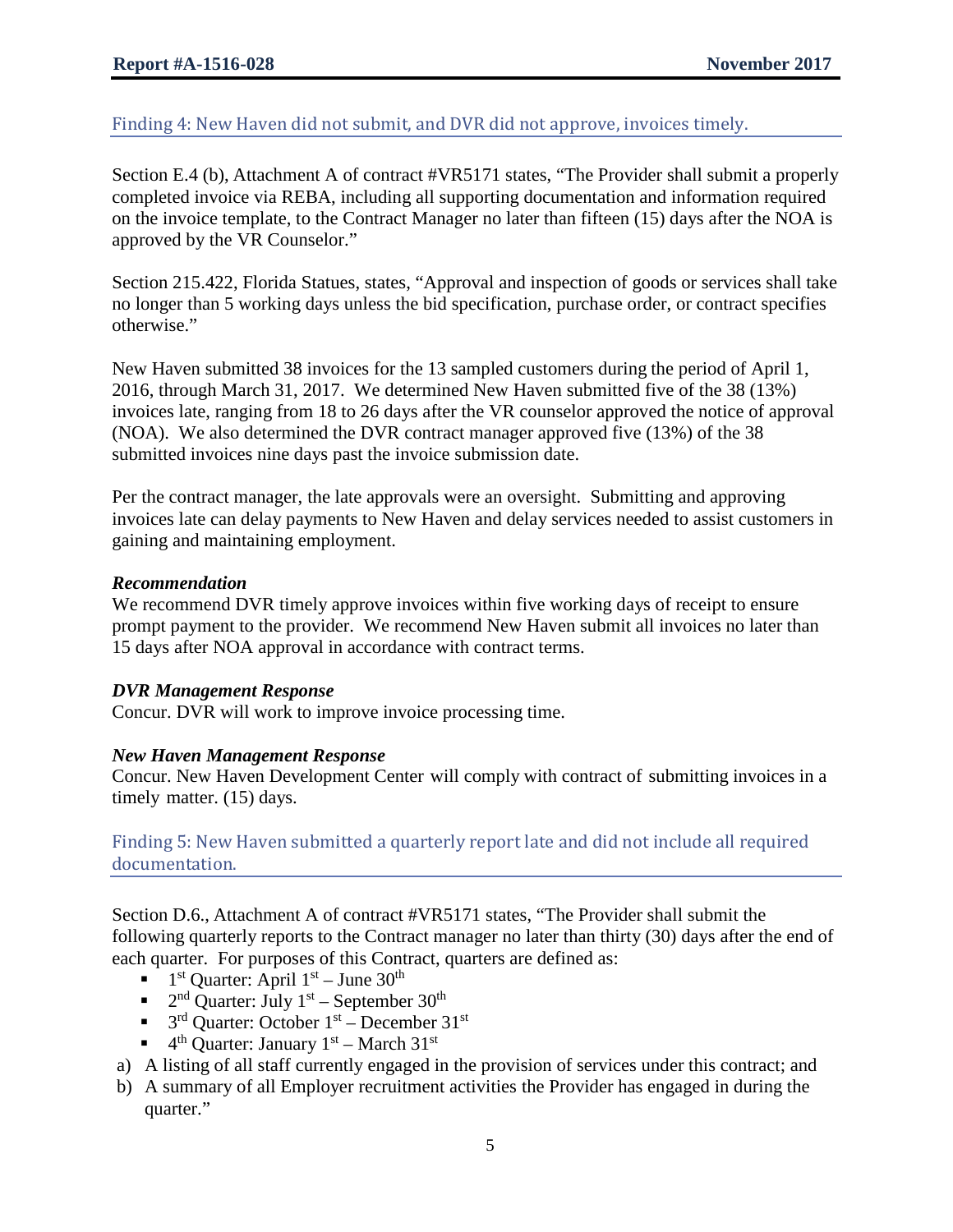## Finding 4: New Haven did not submit, and DVR did not approve, invoices timely.

Section E.4 (b), Attachment A of contract #VR5171 states, "The Provider shall submit a properly completed invoice via REBA, including all supporting documentation and information required on the invoice template, to the Contract Manager no later than fifteen (15) days after the NOA is approved by the VR Counselor."

Section 215.422, Florida Statues, states, "Approval and inspection of goods or services shall take no longer than 5 working days unless the bid specification, purchase order, or contract specifies otherwise."

New Haven submitted 38 invoices for the 13 sampled customers during the period of April 1, 2016, through March 31, 2017. We determined New Haven submitted five of the 38 (13%) invoices late, ranging from 18 to 26 days after the VR counselor approved the notice of approval (NOA). We also determined the DVR contract manager approved five (13%) of the 38 submitted invoices nine days past the invoice submission date.

Per the contract manager, the late approvals were an oversight. Submitting and approving invoices late can delay payments to New Haven and delay services needed to assist customers in gaining and maintaining employment.

***Recommendation***

We recommend DVR timely approve invoices within five working days of receipt to ensure prompt payment to the provider. We recommend New Haven submit all invoices no later than 15 days after NOA approval in accordance with contract terms.

***DVR Management Response***

Concur. DVR will work to improve invoice processing time.

***New Haven Management Response***

Concur. New Haven Development Center will comply with contract of submitting invoices in a timely matter. (15) days.

## Finding 5: New Haven submitted a quarterly report late and did not include all required documentation.

Section D.6., Attachment A of contract #VR5171 states, "The Provider shall submit the following quarterly reports to the Contract manager no later than thirty (30) days after the end of each quarter. For purposes of this Contract, quarters are defined as:

- 1st Quarter: April 1st – June 30th
- 2nd Quarter: July 1st – September 30th
- 3rd Quarter: October 1st – December 31st
- 4th Quarter: January 1st – March 31st

a) A listing of all staff currently engaged in the provision of services under this contract; and
b) A summary of all Employer recruitment activities the Provider has engaged in during the quarter."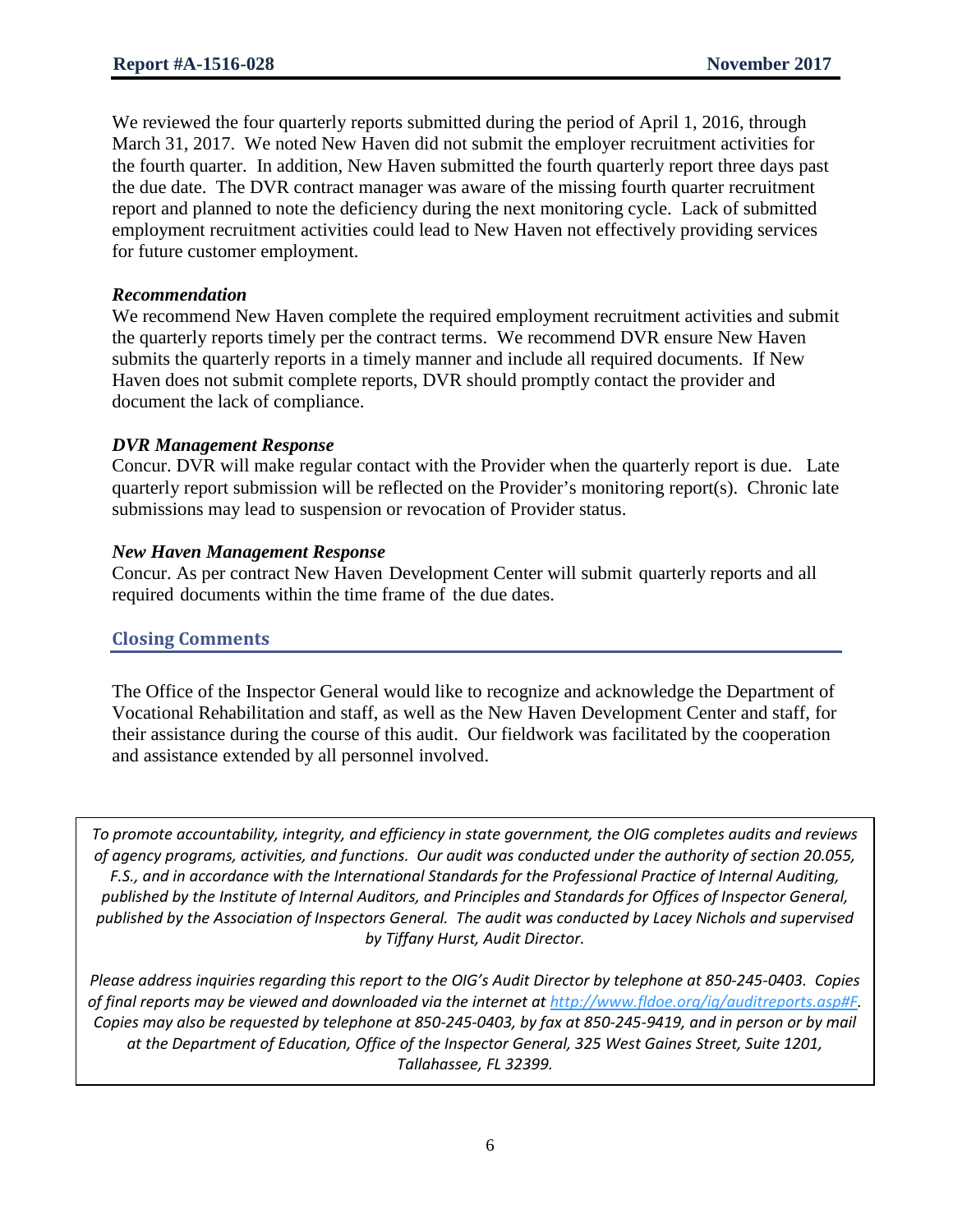We reviewed the four quarterly reports submitted during the period of April 1, 2016, through March 31, 2017. We noted New Haven did not submit the employer recruitment activities for the fourth quarter. In addition, New Haven submitted the fourth quarterly report three days past the due date. The DVR contract manager was aware of the missing fourth quarter recruitment report and planned to note the deficiency during the next monitoring cycle. Lack of submitted employment recruitment activities could lead to New Haven not effectively providing services for future customer employment.

***Recommendation***

We recommend New Haven complete the required employment recruitment activities and submit the quarterly reports timely per the contract terms. We recommend DVR ensure New Haven submits the quarterly reports in a timely manner and include all required documents. If New Haven does not submit complete reports, DVR should promptly contact the provider and document the lack of compliance.

***DVR Management Response***

Concur. DVR will make regular contact with the Provider when the quarterly report is due. Late quarterly report submission will be reflected on the Provider's monitoring report(s). Chronic late submissions may lead to suspension or revocation of Provider status.

***New Haven Management Response***

Concur. As per contract New Haven Development Center will submit quarterly reports and all required documents within the time frame of the due dates.

## Closing Comments

The Office of the Inspector General would like to recognize and acknowledge the Department of Vocational Rehabilitation and staff, as well as the New Haven Development Center and staff, for their assistance during the course of this audit. Our fieldwork was facilitated by the cooperation and assistance extended by all personnel involved.

*To promote accountability, integrity, and efficiency in state government, the OIG completes audits and reviews of agency programs, activities, and functions. Our audit was conducted under the authority of section 20.055, F.S., and in accordance with the International Standards for the Professional Practice of Internal Auditing, published by the Institute of Internal Auditors, and Principles and Standards for Offices of Inspector General, published by the Association of Inspectors General. The audit was conducted by Lacey Nichols and supervised by Tiffany Hurst, Audit Director.*

*Please address inquiries regarding this report to the OIG's Audit Director by telephone at 850-245-0403. Copies of final reports may be viewed and downloaded via the internet at [http://www.fldoe.org/ig/auditreports.asp#F](http://www.fldoe.org/ig/auditreports.asp#F). Copies may also be requested by telephone at 850-245-0403, by fax at 850-245-9419, and in person or by mail at the Department of Education, Office of the Inspector General, 325 West Gaines Street, Suite 1201, Tallahassee, FL 32399.*